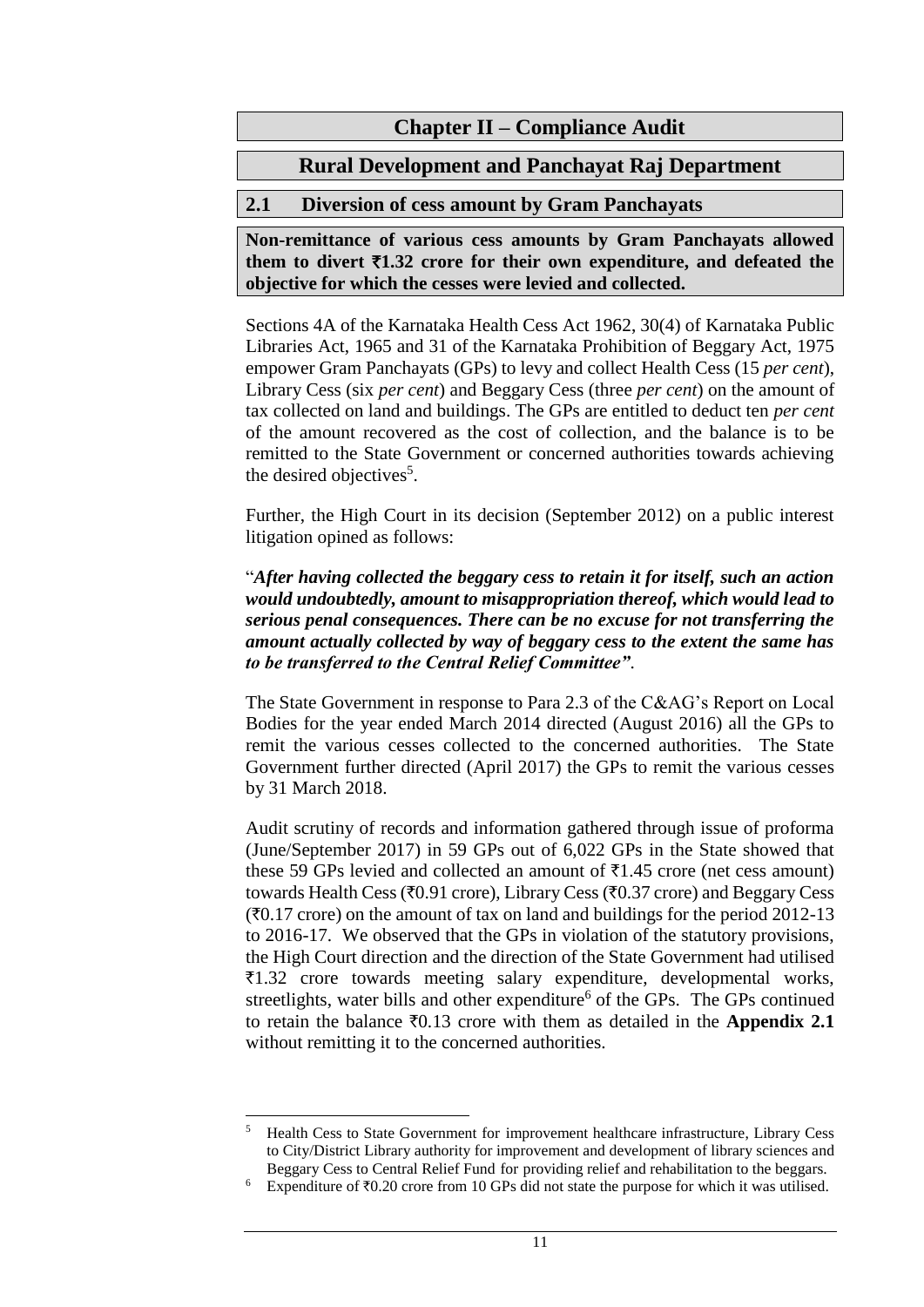# Chapter II – Compliance Audit

## Rural Development and Panchayat Raj Department

### 2.1 Diversion of cess amount by Gram Panchayats

**Non-remittance of various cess amounts by Gram Panchayats allowed them to divert ₹1.32 crore for their own expenditure, and defeated the objective for which the cesses were levied and collected.**

Sections 4A of the Karnataka Health Cess Act 1962, 30(4) of Karnataka Public Libraries Act, 1965 and 31 of the Karnataka Prohibition of Beggary Act, 1975 empower Gram Panchayats (GPs) to levy and collect Health Cess (15 *per cent*), Library Cess (six *per cent*) and Beggary Cess (three *per cent*) on the amount of tax collected on land and buildings. The GPs are entitled to deduct ten *per cent* of the amount recovered as the cost of collection, and the balance is to be remitted to the State Government or concerned authorities towards achieving the desired objectives[5].

Further, the High Court in its decision (September 2012) on a public interest litigation opined as follows:

"***After having collected the beggary cess to retain it for itself, such an action would undoubtedly, amount to misappropriation thereof, which would lead to serious penal consequences. There can be no excuse for not transferring the amount actually collected by way of beggary cess to the extent the same has to be transferred to the Central Relief Committee"***.

The State Government in response to Para 2.3 of the C&AG's Report on Local Bodies for the year ended March 2014 directed (August 2016) all the GPs to remit the various cesses collected to the concerned authorities. The State Government further directed (April 2017) the GPs to remit the various cesses by 31 March 2018.

Audit scrutiny of records and information gathered through issue of proforma (June/September 2017) in 59 GPs out of 6,022 GPs in the State showed that these 59 GPs levied and collected an amount of ₹1.45 crore (net cess amount) towards Health Cess (₹0.91 crore), Library Cess (₹0.37 crore) and Beggary Cess (₹0.17 crore) on the amount of tax on land and buildings for the period 2012-13 to 2016-17. We observed that the GPs in violation of the statutory provisions, the High Court direction and the direction of the State Government had utilised ₹1.32 crore towards meeting salary expenditure, developmental works, streetlights, water bills and other expenditure[6] of the GPs. The GPs continued to retain the balance ₹0.13 crore with them as detailed in the **Appendix 2.1** without remitting it to the concerned authorities.

---

[5] Health Cess to State Government for improvement healthcare infrastructure, Library Cess to City/District Library authority for improvement and development of library sciences and Beggary Cess to Central Relief Fund for providing relief and rehabilitation to the beggars.

[6] Expenditure of ₹0.20 crore from 10 GPs did not state the purpose for which it was utilised.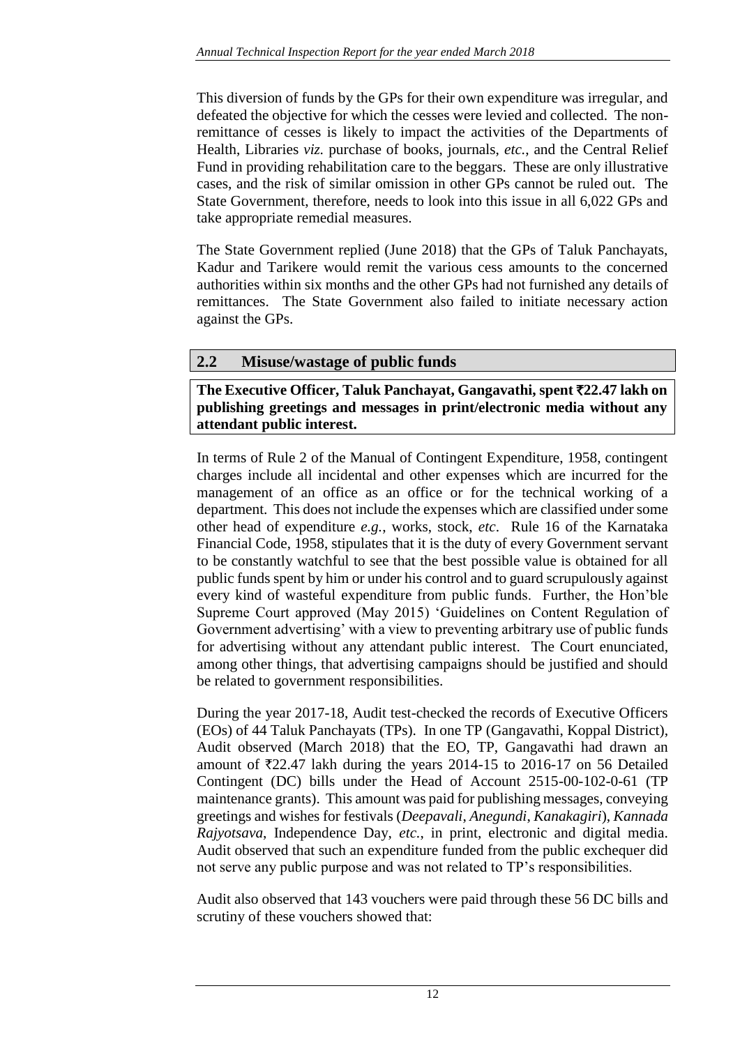This diversion of funds by the GPs for their own expenditure was irregular, and defeated the objective for which the cesses were levied and collected. The non-remittance of cesses is likely to impact the activities of the Departments of Health, Libraries *viz.* purchase of books, journals, *etc.*, and the Central Relief Fund in providing rehabilitation care to the beggars. These are only illustrative cases, and the risk of similar omission in other GPs cannot be ruled out. The State Government, therefore, needs to look into this issue in all 6,022 GPs and take appropriate remedial measures.

The State Government replied (June 2018) that the GPs of Taluk Panchayats, Kadur and Tarikere would remit the various cess amounts to the concerned authorities within six months and the other GPs had not furnished any details of remittances. The State Government also failed to initiate necessary action against the GPs.

## 2.2 Misuse/wastage of public funds

**The Executive Officer, Taluk Panchayat, Gangavathi, spent ₹22.47 lakh on publishing greetings and messages in print/electronic media without any attendant public interest.**

In terms of Rule 2 of the Manual of Contingent Expenditure, 1958, contingent charges include all incidental and other expenses which are incurred for the management of an office as an office or for the technical working of a department. This does not include the expenses which are classified under some other head of expenditure *e.g.*, works, stock, *etc*. Rule 16 of the Karnataka Financial Code, 1958, stipulates that it is the duty of every Government servant to be constantly watchful to see that the best possible value is obtained for all public funds spent by him or under his control and to guard scrupulously against every kind of wasteful expenditure from public funds. Further, the Hon'ble Supreme Court approved (May 2015) 'Guidelines on Content Regulation of Government advertising' with a view to preventing arbitrary use of public funds for advertising without any attendant public interest. The Court enunciated, among other things, that advertising campaigns should be justified and should be related to government responsibilities.

During the year 2017-18, Audit test-checked the records of Executive Officers (EOs) of 44 Taluk Panchayats (TPs). In one TP (Gangavathi, Koppal District), Audit observed (March 2018) that the EO, TP, Gangavathi had drawn an amount of ₹22.47 lakh during the years 2014-15 to 2016-17 on 56 Detailed Contingent (DC) bills under the Head of Account 2515-00-102-0-61 (TP maintenance grants). This amount was paid for publishing messages, conveying greetings and wishes for festivals (*Deepavali*, *Anegundi*, *Kanakagiri*), *Kannada Rajyotsava*, Independence Day, *etc.*, in print, electronic and digital media. Audit observed that such an expenditure funded from the public exchequer did not serve any public purpose and was not related to TP's responsibilities.

Audit also observed that 143 vouchers were paid through these 56 DC bills and scrutiny of these vouchers showed that: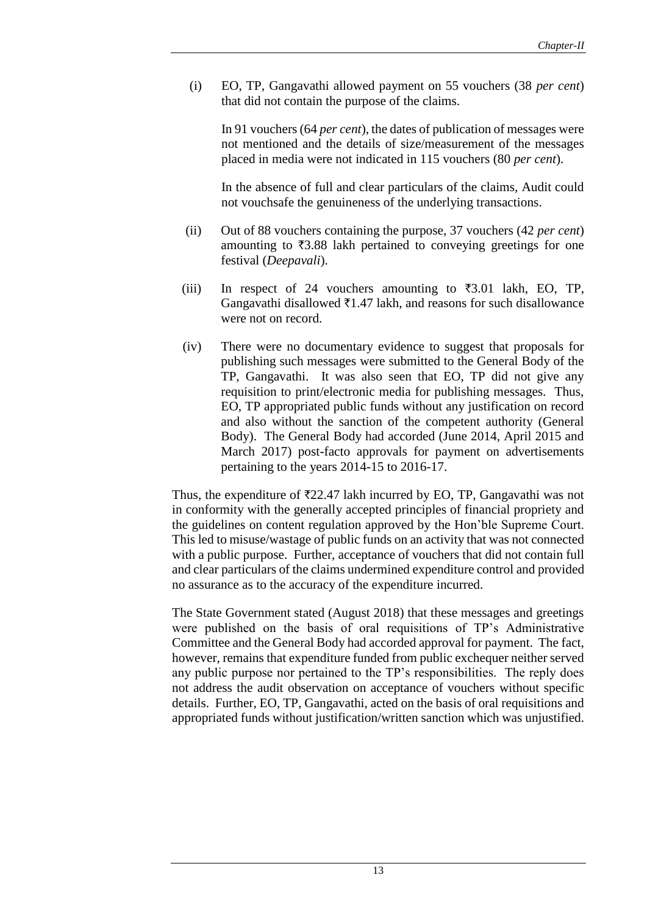(i) EO, TP, Gangavathi allowed payment on 55 vouchers (38 *per cent*) that did not contain the purpose of the claims.

In 91 vouchers (64 *per cent*), the dates of publication of messages were not mentioned and the details of size/measurement of the messages placed in media were not indicated in 115 vouchers (80 *per cent*).

In the absence of full and clear particulars of the claims, Audit could not vouchsafe the genuineness of the underlying transactions.

(ii) Out of 88 vouchers containing the purpose, 37 vouchers (42 *per cent*) amounting to ₹3.88 lakh pertained to conveying greetings for one festival (*Deepavali*).

(iii) In respect of 24 vouchers amounting to ₹3.01 lakh, EO, TP, Gangavathi disallowed ₹1.47 lakh, and reasons for such disallowance were not on record.

(iv) There were no documentary evidence to suggest that proposals for publishing such messages were submitted to the General Body of the TP, Gangavathi. It was also seen that EO, TP did not give any requisition to print/electronic media for publishing messages. Thus, EO, TP appropriated public funds without any justification on record and also without the sanction of the competent authority (General Body). The General Body had accorded (June 2014, April 2015 and March 2017) post-facto approvals for payment on advertisements pertaining to the years 2014-15 to 2016-17.

Thus, the expenditure of ₹22.47 lakh incurred by EO, TP, Gangavathi was not in conformity with the generally accepted principles of financial propriety and the guidelines on content regulation approved by the Hon'ble Supreme Court. This led to misuse/wastage of public funds on an activity that was not connected with a public purpose. Further, acceptance of vouchers that did not contain full and clear particulars of the claims undermined expenditure control and provided no assurance as to the accuracy of the expenditure incurred.

The State Government stated (August 2018) that these messages and greetings were published on the basis of oral requisitions of TP's Administrative Committee and the General Body had accorded approval for payment. The fact, however, remains that expenditure funded from public exchequer neither served any public purpose nor pertained to the TP's responsibilities. The reply does not address the audit observation on acceptance of vouchers without specific details. Further, EO, TP, Gangavathi, acted on the basis of oral requisitions and appropriated funds without justification/written sanction which was unjustified.